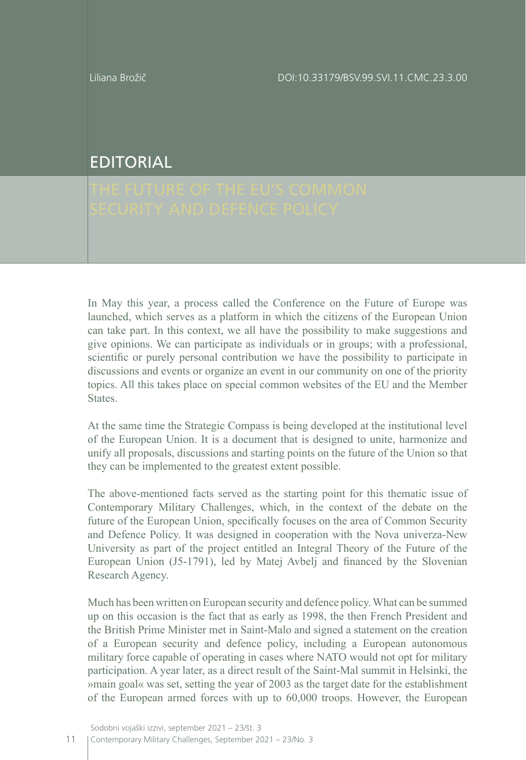Liliana Brožič

DOI:10.33179/BSV.99.SVI.11.CMC.23.3.00

# EDITORIAL

## THE FUTURE OF THE EU'S COMMON SECURITY AND DEFENCE POLICY

In May this year, a process called the Conference on the Future of Europe was launched, which serves as a platform in which the citizens of the European Union can take part. In this context, we all have the possibility to make suggestions and give opinions. We can participate as individuals or in groups; with a professional, scientific or purely personal contribution we have the possibility to participate in discussions and events or organize an event in our community on one of the priority topics. All this takes place on special common websites of the EU and the Member States.

At the same time the Strategic Compass is being developed at the institutional level of the European Union. It is a document that is designed to unite, harmonize and unify all proposals, discussions and starting points on the future of the Union so that they can be implemented to the greatest extent possible.

The above-mentioned facts served as the starting point for this thematic issue of Contemporary Military Challenges, which, in the context of the debate on the future of the European Union, specifically focuses on the area of Common Security and Defence Policy. It was designed in cooperation with the Nova univerza-New University as part of the project entitled an Integral Theory of the Future of the European Union (J5-1791), led by Matej Avbelj and financed by the Slovenian Research Agency.

Much has been written on European security and defence policy. What can be summed up on this occasion is the fact that as early as 1998, the then French President and the British Prime Minister met in Saint-Malo and signed a statement on the creation of a European security and defence policy, including a European autonomous military force capable of operating in cases where NATO would not opt for military participation. A year later, as a direct result of the Saint-Mal summit in Helsinki, the »main goal« was set, setting the year of 2003 as the target date for the establishment of the European armed forces with up to 60,000 troops. However, the European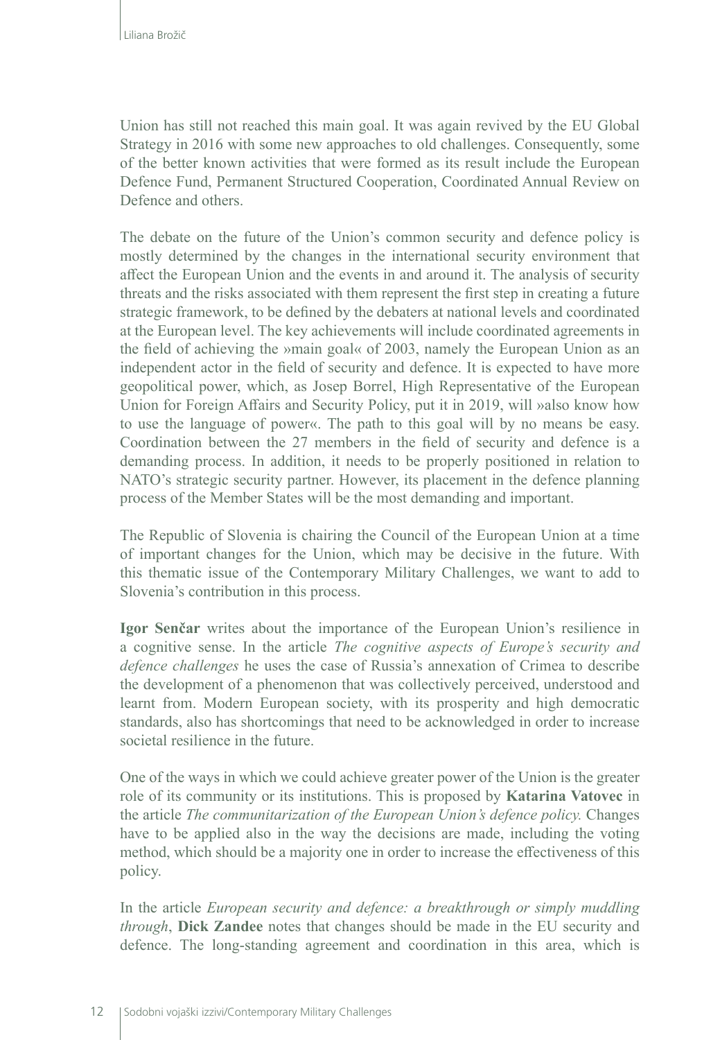Union has still not reached this main goal. It was again revived by the EU Global Strategy in 2016 with some new approaches to old challenges. Consequently, some of the better known activities that were formed as its result include the European Defence Fund, Permanent Structured Cooperation, Coordinated Annual Review on Defence and others.

The debate on the future of the Union's common security and defence policy is mostly determined by the changes in the international security environment that affect the European Union and the events in and around it. The analysis of security threats and the risks associated with them represent the first step in creating a future strategic framework, to be defined by the debaters at national levels and coordinated at the European level. The key achievements will include coordinated agreements in the field of achieving the »main goal« of 2003, namely the European Union as an independent actor in the field of security and defence. It is expected to have more geopolitical power, which, as Josep Borrel, High Representative of the European Union for Foreign Affairs and Security Policy, put it in 2019, will »also know how to use the language of power«. The path to this goal will by no means be easy. Coordination between the 27 members in the field of security and defence is a demanding process. In addition, it needs to be properly positioned in relation to NATO's strategic security partner. However, its placement in the defence planning process of the Member States will be the most demanding and important.

The Republic of Slovenia is chairing the Council of the European Union at a time of important changes for the Union, which may be decisive in the future. With this thematic issue of the Contemporary Military Challenges, we want to add to Slovenia's contribution in this process.

**Igor Senčar** writes about the importance of the European Union's resilience in a cognitive sense. In the article *The cognitive aspects of Europe's security and defence challenges* he uses the case of Russia's annexation of Crimea to describe the development of a phenomenon that was collectively perceived, understood and learnt from. Modern European society, with its prosperity and high democratic standards, also has shortcomings that need to be acknowledged in order to increase societal resilience in the future.

One of the ways in which we could achieve greater power of the Union is the greater role of its community or its institutions. This is proposed by **Katarina Vatovec** in the article *The communitarization of the European Union's defence policy.* Changes have to be applied also in the way the decisions are made, including the voting method, which should be a majority one in order to increase the effectiveness of this policy.

In the article *European security and defence: a breakthrough or simply muddling through*, **Dick Zandee** notes that changes should be made in the EU security and defence. The long-standing agreement and coordination in this area, which is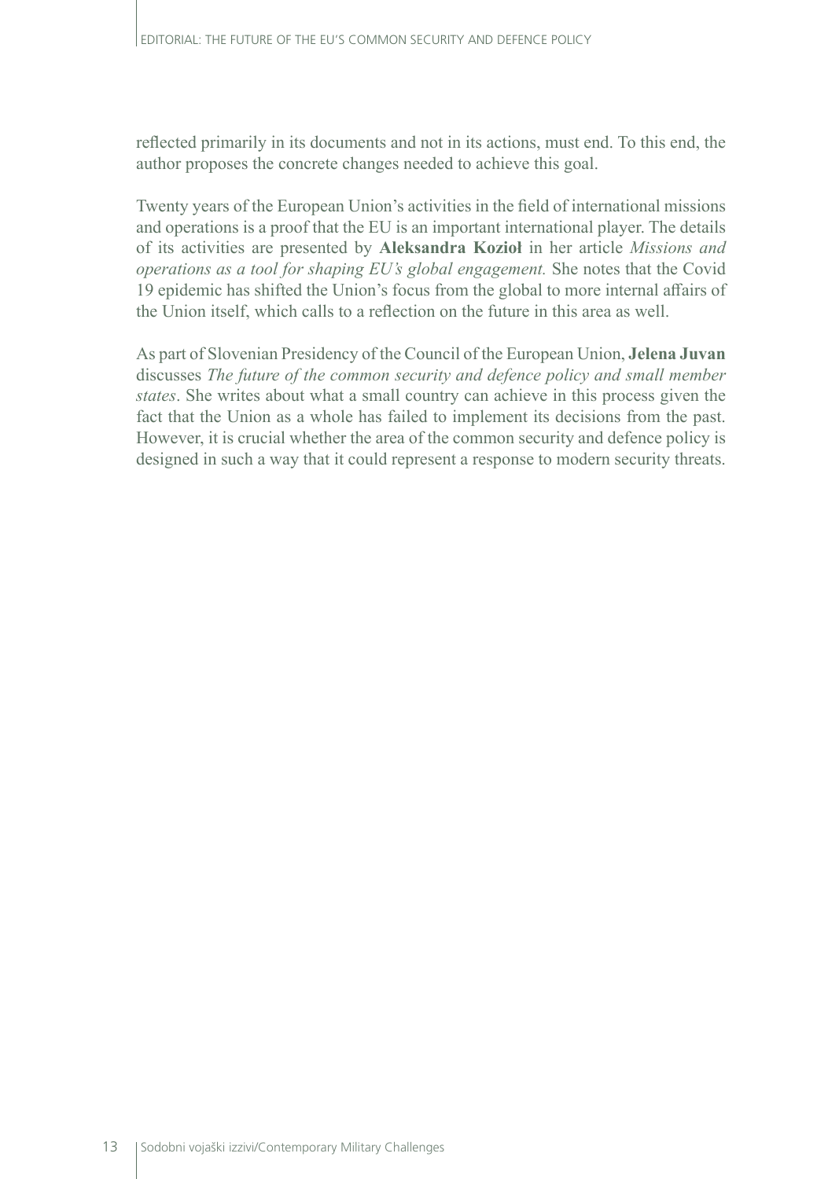reflected primarily in its documents and not in its actions, must end. To this end, the author proposes the concrete changes needed to achieve this goal.

Twenty years of the European Union's activities in the field of international missions and operations is a proof that the EU is an important international player. The details of its activities are presented by **Aleksandra Kozioł** in her article *Missions and operations as a tool for shaping EU's global engagement.* She notes that the Covid 19 epidemic has shifted the Union's focus from the global to more internal affairs of the Union itself, which calls to a reflection on the future in this area as well.

As part of Slovenian Presidency of the Council of the European Union, **Jelena Juvan** discusses *The future of the common security and defence policy and small member states*. She writes about what a small country can achieve in this process given the fact that the Union as a whole has failed to implement its decisions from the past. However, it is crucial whether the area of the common security and defence policy is designed in such a way that it could represent a response to modern security threats.